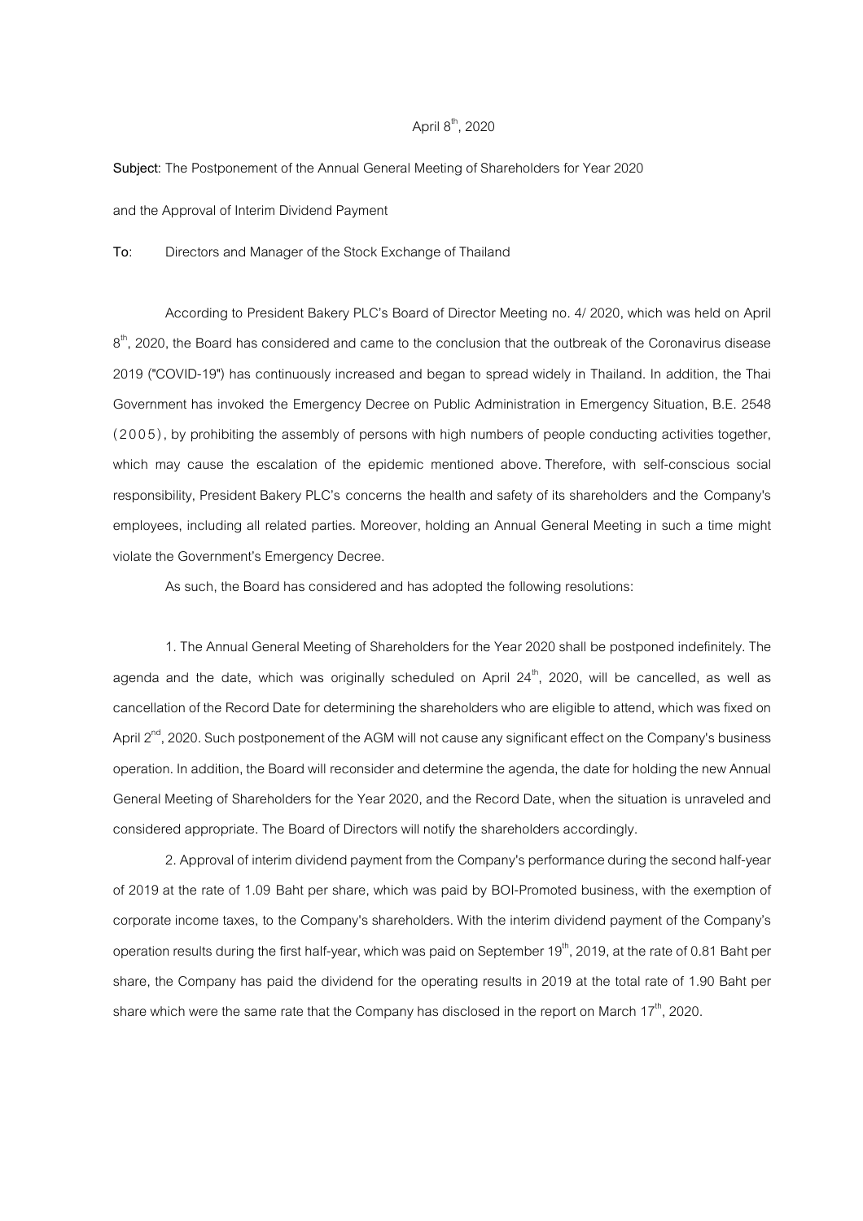April 8th, 2020

**Subject**: The Postponement of the Annual General Meeting of Shareholders for Year 2020 and the Approval of Interim Dividend Payment

**To**: Directors and Manager of the Stock Exchange of Thailand

According to President Bakery PLC's Board of Director Meeting no. 4/ 2020, which was held on April 8th, 2020, the Board has considered and came to the conclusion that the outbreak of the Coronavirus disease 2019 ("COVID-19") has continuously increased and began to spread widely in Thailand. In addition, the Thai Government has invoked the Emergency Decree on Public Administration in Emergency Situation, B.E. 2548 (2005), by prohibiting the assembly of persons with high numbers of people conducting activities together, which may cause the escalation of the epidemic mentioned above. Therefore, with self-conscious social responsibility, President Bakery PLC's concerns the health and safety of its shareholders and the Company's employees, including all related parties. Moreover, holding an Annual General Meeting in such a time might violate the Government's Emergency Decree.

As such, the Board has considered and has adopted the following resolutions:

1. The Annual General Meeting of Shareholders for the Year 2020 shall be postponed indefinitely. The agenda and the date, which was originally scheduled on April 24th, 2020, will be cancelled, as well as cancellation of the Record Date for determining the shareholders who are eligible to attend, which was fixed on April 2nd, 2020. Such postponement of the AGM will not cause any significant effect on the Company's business operation. In addition, the Board will reconsider and determine the agenda, the date for holding the new Annual General Meeting of Shareholders for the Year 2020, and the Record Date, when the situation is unraveled and considered appropriate. The Board of Directors will notify the shareholders accordingly.

2. Approval of interim dividend payment from the Company's performance during the second half-year of 2019 at the rate of 1.09 Baht per share, which was paid by BOI-Promoted business, with the exemption of corporate income taxes, to the Company's shareholders. With the interim dividend payment of the Company's operation results during the first half-year, which was paid on September 19th, 2019, at the rate of 0.81 Baht per share, the Company has paid the dividend for the operating results in 2019 at the total rate of 1.90 Baht per share which were the same rate that the Company has disclosed in the report on March 17th, 2020.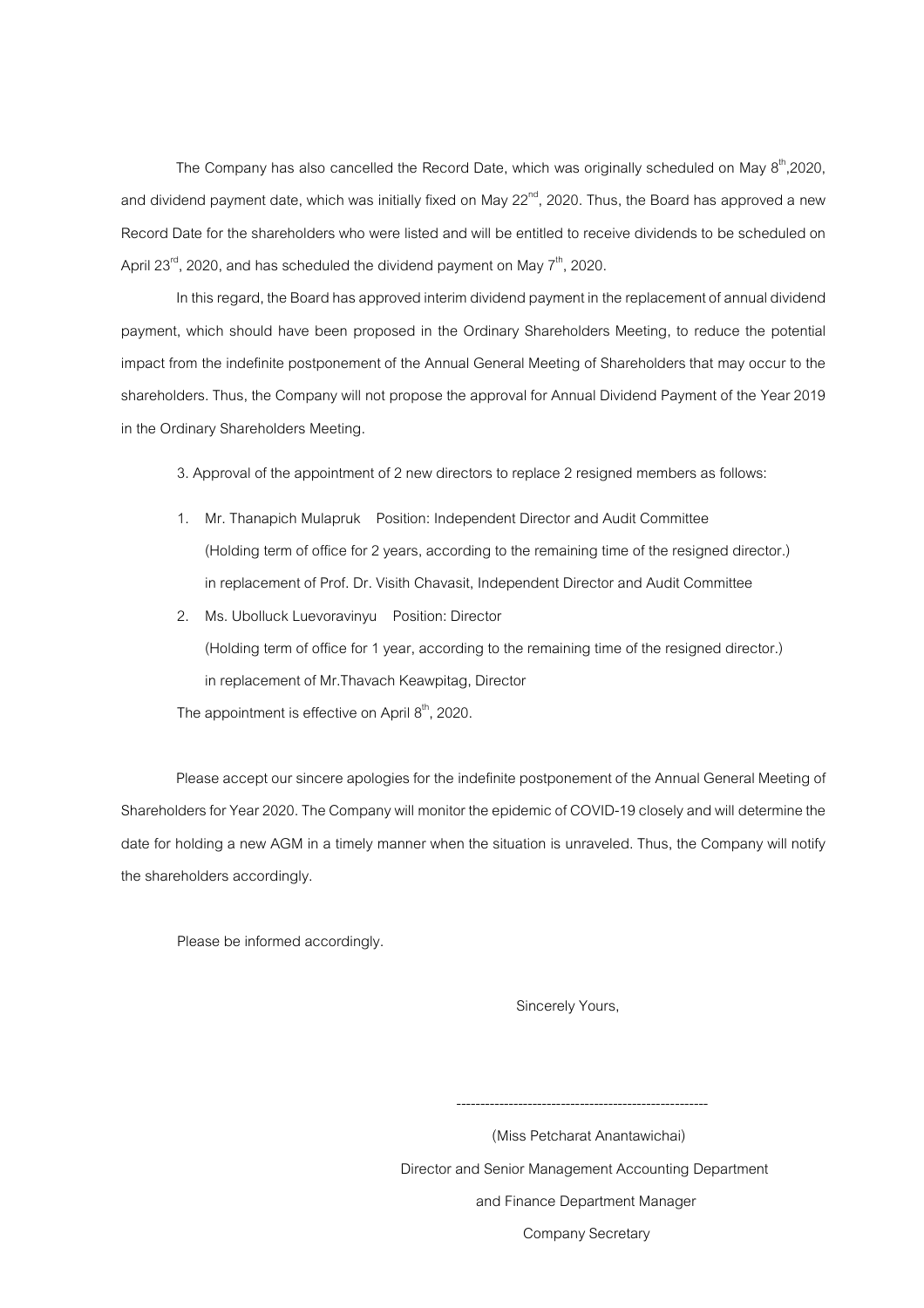The Company has also cancelled the Record Date, which was originally scheduled on May 8th,2020, and dividend payment date, which was initially fixed on May 22nd, 2020. Thus, the Board has approved a new Record Date for the shareholders who were listed and will be entitled to receive dividends to be scheduled on April 23rd, 2020, and has scheduled the dividend payment on May 7th, 2020.

In this regard, the Board has approved interim dividend payment in the replacement of annual dividend payment, which should have been proposed in the Ordinary Shareholders Meeting, to reduce the potential impact from the indefinite postponement of the Annual General Meeting of Shareholders that may occur to the shareholders. Thus, the Company will not propose the approval for Annual Dividend Payment of the Year 2019 in the Ordinary Shareholders Meeting.

3. Approval of the appointment of 2 new directors to replace 2 resigned members as follows:

1. Mr. Thanapich Mulapruk Position: Independent Director and Audit Committee
   (Holding term of office for 2 years, according to the remaining time of the resigned director.)
   in replacement of Prof. Dr. Visith Chavasit, Independent Director and Audit Committee
2. Ms. Ubolluck Luevoravinyu Position: Director
   (Holding term of office for 1 year, according to the remaining time of the resigned director.)
   in replacement of Mr.Thavach Keawpitag, Director

The appointment is effective on April 8th, 2020.

Please accept our sincere apologies for the indefinite postponement of the Annual General Meeting of Shareholders for Year 2020. The Company will monitor the epidemic of COVID-19 closely and will determine the date for holding a new AGM in a timely manner when the situation is unraveled. Thus, the Company will notify the shareholders accordingly.

Please be informed accordingly.

Sincerely Yours,

-------------------------------------------------------

(Miss Petcharat Anantawichai)

Director and Senior Management Accounting Department

and Finance Department Manager

Company Secretary